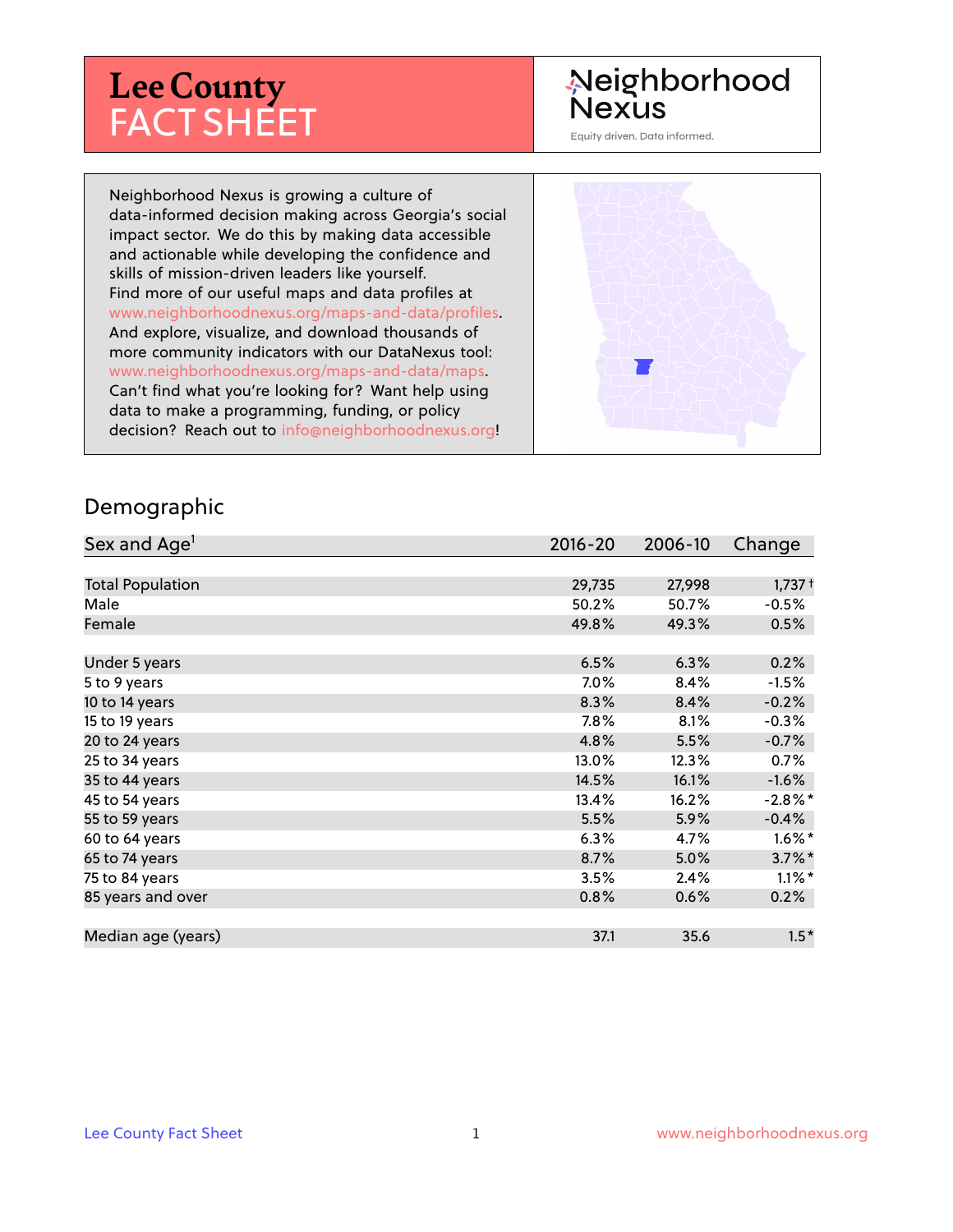# Lee County FACT SHEET

Neighborhood Nexus

Equity driven. Data informed.

Neighborhood Nexus is growing a culture of data-informed decision making across Georgia's social impact sector. We do this by making data accessible and actionable while developing the confidence and skills of mission-driven leaders like yourself. Find more of our useful maps and data profiles at www.neighborhoodnexus.org/maps-and-data/profiles. And explore, visualize, and download thousands of more community indicators with our DataNexus tool: www.neighborhoodnexus.org/maps-and-data/maps. Can't find what you're looking for? Want help using data to make a programming, funding, or policy decision? Reach out to info@neighborhoodnexus.org!

## Demographic

| Sex and Age[1] | 2016-20 | 2006-10 | Change |
|---|---|---|---|
| Total Population | 29,735 | 27,998 | 1,737 † |
| Male | 50.2% | 50.7% | -0.5% |
| Female | 49.8% | 49.3% | 0.5% |
| | | | |
| Under 5 years | 6.5% | 6.3% | 0.2% |
| 5 to 9 years | 7.0% | 8.4% | -1.5% |
| 10 to 14 years | 8.3% | 8.4% | -0.2% |
| 15 to 19 years | 7.8% | 8.1% | -0.3% |
| 20 to 24 years | 4.8% | 5.5% | -0.7% |
| 25 to 34 years | 13.0% | 12.3% | 0.7% |
| 35 to 44 years | 14.5% | 16.1% | -1.6% |
| 45 to 54 years | 13.4% | 16.2% | -2.8% * |
| 55 to 59 years | 5.5% | 5.9% | -0.4% |
| 60 to 64 years | 6.3% | 4.7% | 1.6% * |
| 65 to 74 years | 8.7% | 5.0% | 3.7% * |
| 75 to 84 years | 3.5% | 2.4% | 1.1% * |
| 85 years and over | 0.8% | 0.6% | 0.2% |
| | | | |
| Median age (years) | 37.1 | 35.6 | 1.5 * |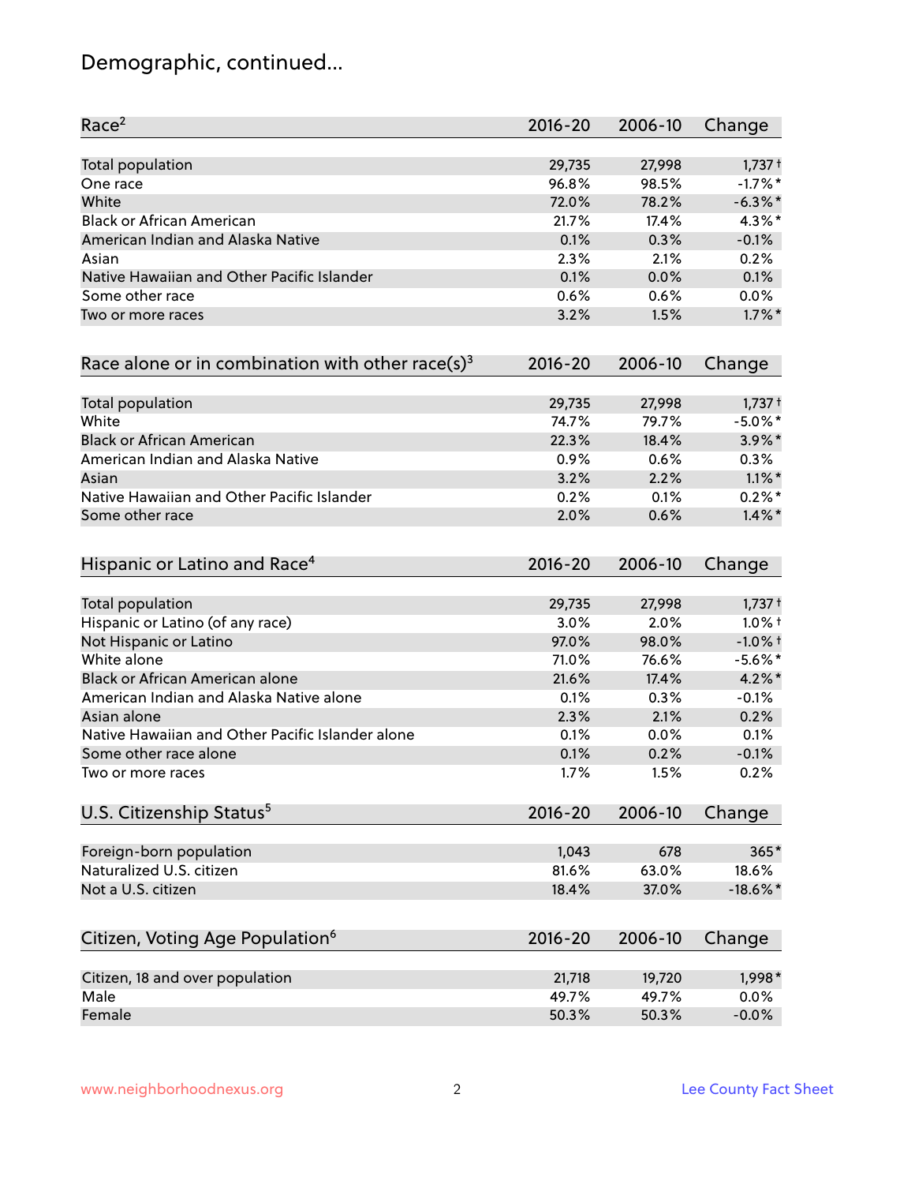# Demographic, continued...

| Race[2] | 2016-20 | 2006-10 | Change |
|---|---|---|---|
| Total population | 29,735 | 27,998 | 1,737 † |
| One race | 96.8% | 98.5% | -1.7% * |
| White | 72.0% | 78.2% | -6.3% * |
| Black or African American | 21.7% | 17.4% | 4.3% * |
| American Indian and Alaska Native | 0.1% | 0.3% | -0.1% |
| Asian | 2.3% | 2.1% | 0.2% |
| Native Hawaiian and Other Pacific Islander | 0.1% | 0.0% | 0.1% |
| Some other race | 0.6% | 0.6% | 0.0% |
| Two or more races | 3.2% | 1.5% | 1.7% * |

| Race alone or in combination with other race(s)[3] | 2016-20 | 2006-10 | Change |
|---|---|---|---|
| Total population | 29,735 | 27,998 | 1,737 † |
| White | 74.7% | 79.7% | -5.0% * |
| Black or African American | 22.3% | 18.4% | 3.9% * |
| American Indian and Alaska Native | 0.9% | 0.6% | 0.3% |
| Asian | 3.2% | 2.2% | 1.1% * |
| Native Hawaiian and Other Pacific Islander | 0.2% | 0.1% | 0.2% * |
| Some other race | 2.0% | 0.6% | 1.4% * |

| Hispanic or Latino and Race[4] | 2016-20 | 2006-10 | Change |
|---|---|---|---|
| Total population | 29,735 | 27,998 | 1,737 † |
| Hispanic or Latino (of any race) | 3.0% | 2.0% | 1.0% † |
| Not Hispanic or Latino | 97.0% | 98.0% | -1.0% † |
| White alone | 71.0% | 76.6% | -5.6% * |
| Black or African American alone | 21.6% | 17.4% | 4.2% * |
| American Indian and Alaska Native alone | 0.1% | 0.3% | -0.1% |
| Asian alone | 2.3% | 2.1% | 0.2% |
| Native Hawaiian and Other Pacific Islander alone | 0.1% | 0.0% | 0.1% |
| Some other race alone | 0.1% | 0.2% | -0.1% |
| Two or more races | 1.7% | 1.5% | 0.2% |

| U.S. Citizenship Status[5] | 2016-20 | 2006-10 | Change |
|---|---|---|---|
| Foreign-born population | 1,043 | 678 | 365 * |
| Naturalized U.S. citizen | 81.6% | 63.0% | 18.6% |
| Not a U.S. citizen | 18.4% | 37.0% | -18.6% * |

| Citizen, Voting Age Population[6] | 2016-20 | 2006-10 | Change |
|---|---|---|---|
| Citizen, 18 and over population | 21,718 | 19,720 | 1,998 * |
| Male | 49.7% | 49.7% | 0.0% |
| Female | 50.3% | 50.3% | -0.0% |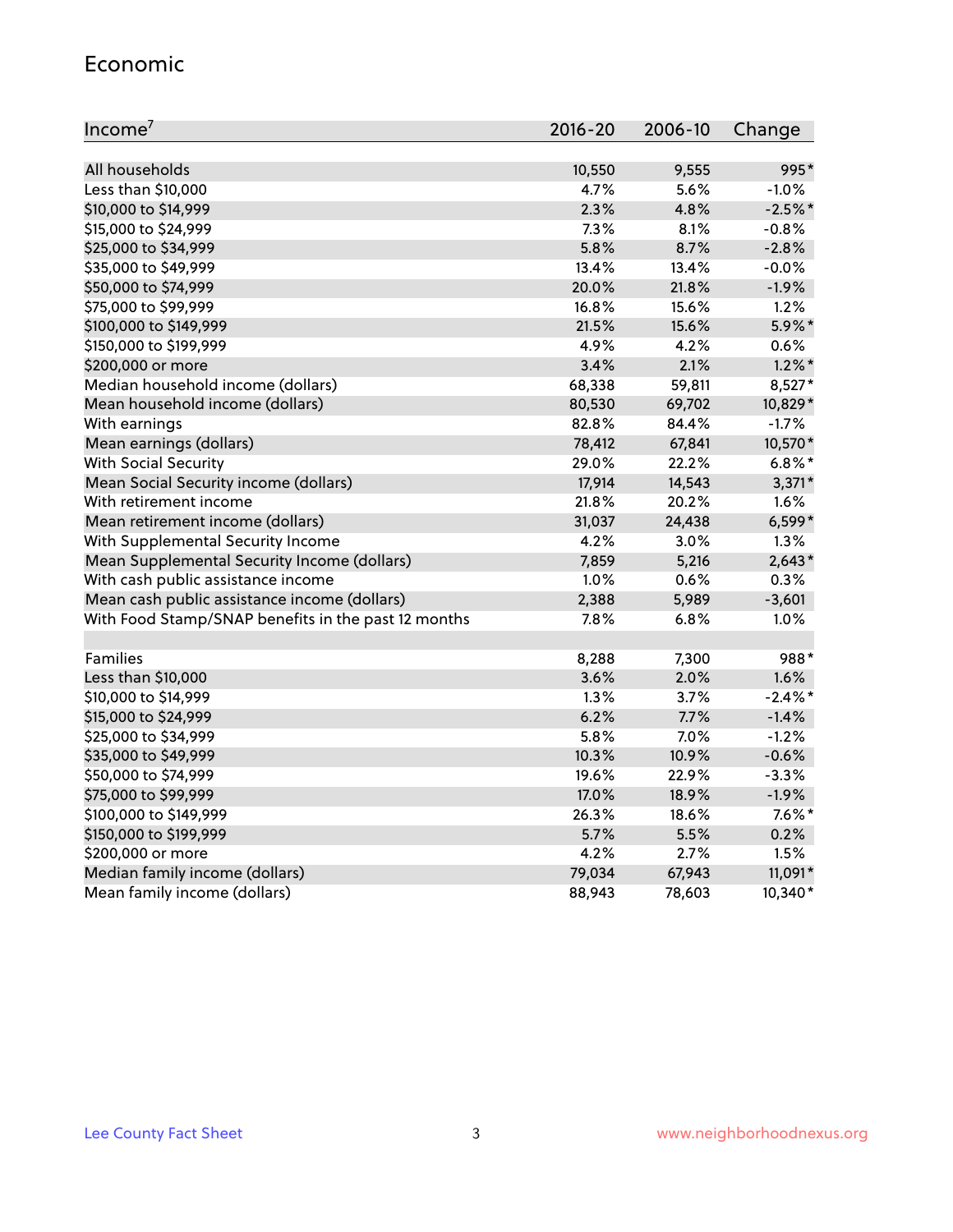## Economic

| Income[7] | 2016-20 | 2006-10 | Change |
|---|---|---|---|
| All households | 10,550 | 9,555 | 995* |
| Less than $10,000 | 4.7% | 5.6% | -1.0% |
| $10,000 to $14,999 | 2.3% | 4.8% | -2.5%* |
| $15,000 to $24,999 | 7.3% | 8.1% | -0.8% |
| $25,000 to $34,999 | 5.8% | 8.7% | -2.8% |
| $35,000 to $49,999 | 13.4% | 13.4% | -0.0% |
| $50,000 to $74,999 | 20.0% | 21.8% | -1.9% |
| $75,000 to $99,999 | 16.8% | 15.6% | 1.2% |
| $100,000 to $149,999 | 21.5% | 15.6% | 5.9%* |
| $150,000 to $199,999 | 4.9% | 4.2% | 0.6% |
| $200,000 or more | 3.4% | 2.1% | 1.2%* |
| Median household income (dollars) | 68,338 | 59,811 | 8,527* |
| Mean household income (dollars) | 80,530 | 69,702 | 10,829* |
| With earnings | 82.8% | 84.4% | -1.7% |
| Mean earnings (dollars) | 78,412 | 67,841 | 10,570* |
| With Social Security | 29.0% | 22.2% | 6.8%* |
| Mean Social Security income (dollars) | 17,914 | 14,543 | 3,371* |
| With retirement income | 21.8% | 20.2% | 1.6% |
| Mean retirement income (dollars) | 31,037 | 24,438 | 6,599* |
| With Supplemental Security Income | 4.2% | 3.0% | 1.3% |
| Mean Supplemental Security Income (dollars) | 7,859 | 5,216 | 2,643* |
| With cash public assistance income | 1.0% | 0.6% | 0.3% |
| Mean cash public assistance income (dollars) | 2,388 | 5,989 | -3,601 |
| With Food Stamp/SNAP benefits in the past 12 months | 7.8% | 6.8% | 1.0% |
| | | | |
| Families | 8,288 | 7,300 | 988* |
| Less than $10,000 | 3.6% | 2.0% | 1.6% |
| $10,000 to $14,999 | 1.3% | 3.7% | -2.4%* |
| $15,000 to $24,999 | 6.2% | 7.7% | -1.4% |
| $25,000 to $34,999 | 5.8% | 7.0% | -1.2% |
| $35,000 to $49,999 | 10.3% | 10.9% | -0.6% |
| $50,000 to $74,999 | 19.6% | 22.9% | -3.3% |
| $75,000 to $99,999 | 17.0% | 18.9% | -1.9% |
| $100,000 to $149,999 | 26.3% | 18.6% | 7.6%* |
| $150,000 to $199,999 | 5.7% | 5.5% | 0.2% |
| $200,000 or more | 4.2% | 2.7% | 1.5% |
| Median family income (dollars) | 79,034 | 67,943 | 11,091* |
| Mean family income (dollars) | 88,943 | 78,603 | 10,340* |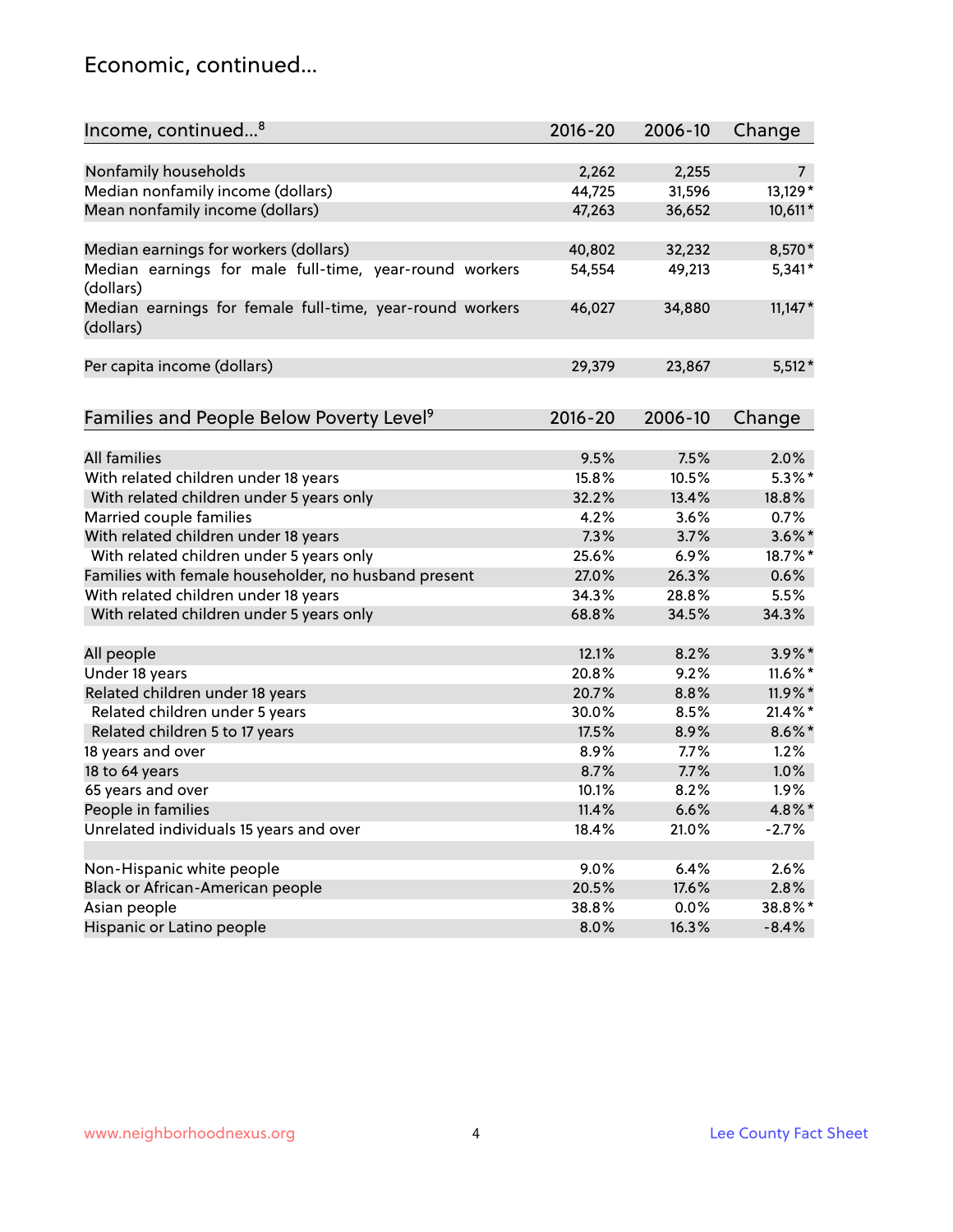# Economic, continued...

| Income, continued...[8] | 2016-20 | 2006-10 | Change |
|---|---|---|---|
| Nonfamily households | 2,262 | 2,255 | 7 |
| Median nonfamily income (dollars) | 44,725 | 31,596 | 13,129* |
| Mean nonfamily income (dollars) | 47,263 | 36,652 | 10,611* |
| Median earnings for workers (dollars) | 40,802 | 32,232 | 8,570* |
| Median earnings for male full-time, year-round workers (dollars) | 54,554 | 49,213 | 5,341* |
| Median earnings for female full-time, year-round workers (dollars) | 46,027 | 34,880 | 11,147* |
| Per capita income (dollars) | 29,379 | 23,867 | 5,512* |

| Families and People Below Poverty Level[9] | 2016-20 | 2006-10 | Change |
|---|---|---|---|
| All families | 9.5% | 7.5% | 2.0% |
| With related children under 18 years | 15.8% | 10.5% | 5.3%* |
| With related children under 5 years only | 32.2% | 13.4% | 18.8% |
| Married couple families | 4.2% | 3.6% | 0.7% |
| With related children under 18 years | 7.3% | 3.7% | 3.6%* |
| With related children under 5 years only | 25.6% | 6.9% | 18.7%* |
| Families with female householder, no husband present | 27.0% | 26.3% | 0.6% |
| With related children under 18 years | 34.3% | 28.8% | 5.5% |
| With related children under 5 years only | 68.8% | 34.5% | 34.3% |
| All people | 12.1% | 8.2% | 3.9%* |
| Under 18 years | 20.8% | 9.2% | 11.6%* |
| Related children under 18 years | 20.7% | 8.8% | 11.9%* |
| Related children under 5 years | 30.0% | 8.5% | 21.4%* |
| Related children 5 to 17 years | 17.5% | 8.9% | 8.6%* |
| 18 years and over | 8.9% | 7.7% | 1.2% |
| 18 to 64 years | 8.7% | 7.7% | 1.0% |
| 65 years and over | 10.1% | 8.2% | 1.9% |
| People in families | 11.4% | 6.6% | 4.8%* |
| Unrelated individuals 15 years and over | 18.4% | 21.0% | -2.7% |
| Non-Hispanic white people | 9.0% | 6.4% | 2.6% |
| Black or African-American people | 20.5% | 17.6% | 2.8% |
| Asian people | 38.8% | 0.0% | 38.8%* |
| Hispanic or Latino people | 8.0% | 16.3% | -8.4% |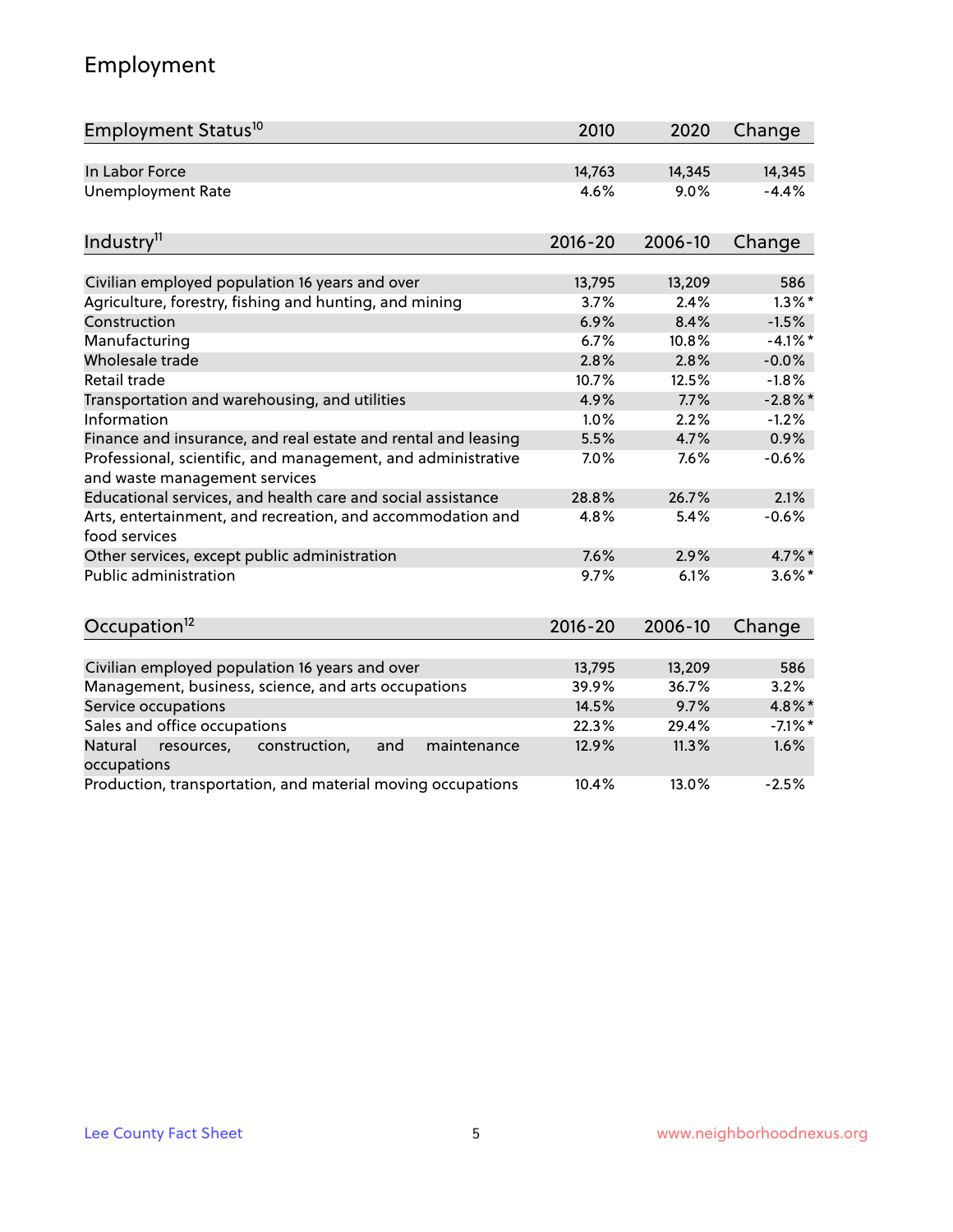# Employment

| Employment Status[10] | 2010 | 2020 | Change |
|---|---|---|---|
| In Labor Force | 14,763 | 14,345 | 14,345 |
| Unemployment Rate | 4.6% | 9.0% | -4.4% |

| Industry[11] | 2016-20 | 2006-10 | Change |
|---|---|---|---|
| Civilian employed population 16 years and over | 13,795 | 13,209 | 586 |
| Agriculture, forestry, fishing and hunting, and mining | 3.7% | 2.4% | 1.3%* |
| Construction | 6.9% | 8.4% | -1.5% |
| Manufacturing | 6.7% | 10.8% | -4.1%* |
| Wholesale trade | 2.8% | 2.8% | -0.0% |
| Retail trade | 10.7% | 12.5% | -1.8% |
| Transportation and warehousing, and utilities | 4.9% | 7.7% | -2.8%* |
| Information | 1.0% | 2.2% | -1.2% |
| Finance and insurance, and real estate and rental and leasing | 5.5% | 4.7% | 0.9% |
| Professional, scientific, and management, and administrative and waste management services | 7.0% | 7.6% | -0.6% |
| Educational services, and health care and social assistance | 28.8% | 26.7% | 2.1% |
| Arts, entertainment, and recreation, and accommodation and food services | 4.8% | 5.4% | -0.6% |
| Other services, except public administration | 7.6% | 2.9% | 4.7%* |
| Public administration | 9.7% | 6.1% | 3.6%* |

| Occupation[12] | 2016-20 | 2006-10 | Change |
|---|---|---|---|
| Civilian employed population 16 years and over | 13,795 | 13,209 | 586 |
| Management, business, science, and arts occupations | 39.9% | 36.7% | 3.2% |
| Service occupations | 14.5% | 9.7% | 4.8%* |
| Sales and office occupations | 22.3% | 29.4% | -7.1%* |
| Natural resources, construction, and maintenance occupations | 12.9% | 11.3% | 1.6% |
| Production, transportation, and material moving occupations | 10.4% | 13.0% | -2.5% |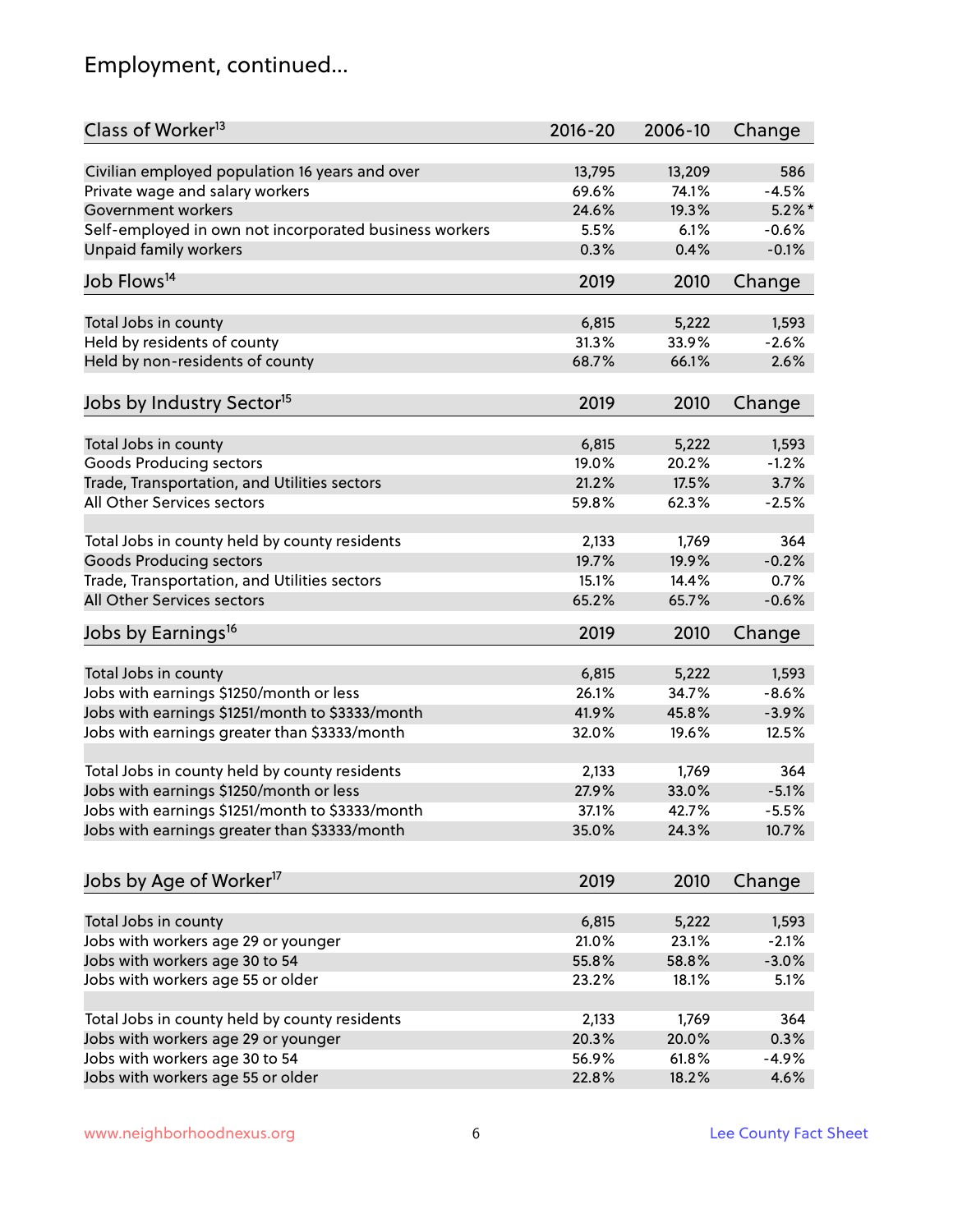## Employment, continued...

| Class of Worker[13] | 2016-20 | 2006-10 | Change |
|---|---|---|---|
| Civilian employed population 16 years and over | 13,795 | 13,209 | 586 |
| Private wage and salary workers | 69.6% | 74.1% | -4.5% |
| Government workers | 24.6% | 19.3% | 5.2%* |
| Self-employed in own not incorporated business workers | 5.5% | 6.1% | -0.6% |
| Unpaid family workers | 0.3% | 0.4% | -0.1% |

| Job Flows[14] | 2019 | 2010 | Change |
|---|---|---|---|
| Total Jobs in county | 6,815 | 5,222 | 1,593 |
| Held by residents of county | 31.3% | 33.9% | -2.6% |
| Held by non-residents of county | 68.7% | 66.1% | 2.6% |

| Jobs by Industry Sector[15] | 2019 | 2010 | Change |
|---|---|---|---|
| Total Jobs in county | 6,815 | 5,222 | 1,593 |
| Goods Producing sectors | 19.0% | 20.2% | -1.2% |
| Trade, Transportation, and Utilities sectors | 21.2% | 17.5% | 3.7% |
| All Other Services sectors | 59.8% | 62.3% | -2.5% |
| | | | |
| Total Jobs in county held by county residents | 2,133 | 1,769 | 364 |
| Goods Producing sectors | 19.7% | 19.9% | -0.2% |
| Trade, Transportation, and Utilities sectors | 15.1% | 14.4% | 0.7% |
| All Other Services sectors | 65.2% | 65.7% | -0.6% |

| Jobs by Earnings[16] | 2019 | 2010 | Change |
|---|---|---|---|
| Total Jobs in county | 6,815 | 5,222 | 1,593 |
| Jobs with earnings $1250/month or less | 26.1% | 34.7% | -8.6% |
| Jobs with earnings $1251/month to $3333/month | 41.9% | 45.8% | -3.9% |
| Jobs with earnings greater than $3333/month | 32.0% | 19.6% | 12.5% |
| | | | |
| Total Jobs in county held by county residents | 2,133 | 1,769 | 364 |
| Jobs with earnings $1250/month or less | 27.9% | 33.0% | -5.1% |
| Jobs with earnings $1251/month to $3333/month | 37.1% | 42.7% | -5.5% |
| Jobs with earnings greater than $3333/month | 35.0% | 24.3% | 10.7% |

| Jobs by Age of Worker[17] | 2019 | 2010 | Change |
|---|---|---|---|
| Total Jobs in county | 6,815 | 5,222 | 1,593 |
| Jobs with workers age 29 or younger | 21.0% | 23.1% | -2.1% |
| Jobs with workers age 30 to 54 | 55.8% | 58.8% | -3.0% |
| Jobs with workers age 55 or older | 23.2% | 18.1% | 5.1% |
| | | | |
| Total Jobs in county held by county residents | 2,133 | 1,769 | 364 |
| Jobs with workers age 29 or younger | 20.3% | 20.0% | 0.3% |
| Jobs with workers age 30 to 54 | 56.9% | 61.8% | -4.9% |
| Jobs with workers age 55 or older | 22.8% | 18.2% | 4.6% |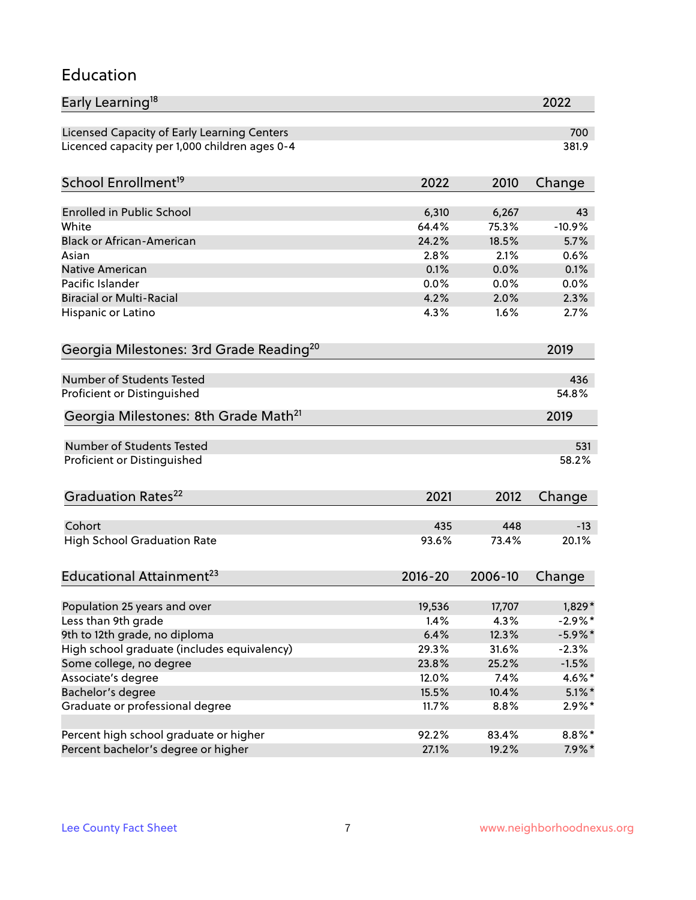# Education

| Early Learning[18] | 2022 |
|---|---|
| Licensed Capacity of Early Learning Centers | 700 |
| Licenced capacity per 1,000 children ages 0-4 | 381.9 |

| School Enrollment[19] | 2022 | 2010 | Change |
|---|---|---|---|
| Enrolled in Public School | 6,310 | 6,267 | 43 |
| White | 64.4% | 75.3% | -10.9% |
| Black or African-American | 24.2% | 18.5% | 5.7% |
| Asian | 2.8% | 2.1% | 0.6% |
| Native American | 0.1% | 0.0% | 0.1% |
| Pacific Islander | 0.0% | 0.0% | 0.0% |
| Biracial or Multi-Racial | 4.2% | 2.0% | 2.3% |
| Hispanic or Latino | 4.3% | 1.6% | 2.7% |

| Georgia Milestones: 3rd Grade Reading[20] | 2019 |
|---|---|
| Number of Students Tested | 436 |
| Proficient or Distinguished | 54.8% |

| Georgia Milestones: 8th Grade Math[21] | 2019 |
|---|---|
| Number of Students Tested | 531 |
| Proficient or Distinguished | 58.2% |

| Graduation Rates[22] | 2021 | 2012 | Change |
|---|---|---|---|
| Cohort | 435 | 448 | -13 |
| High School Graduation Rate | 93.6% | 73.4% | 20.1% |

| Educational Attainment[23] | 2016-20 | 2006-10 | Change |
|---|---|---|---|
| Population 25 years and over | 19,536 | 17,707 | 1,829* |
| Less than 9th grade | 1.4% | 4.3% | -2.9%* |
| 9th to 12th grade, no diploma | 6.4% | 12.3% | -5.9%* |
| High school graduate (includes equivalency) | 29.3% | 31.6% | -2.3% |
| Some college, no degree | 23.8% | 25.2% | -1.5% |
| Associate's degree | 12.0% | 7.4% | 4.6%* |
| Bachelor's degree | 15.5% | 10.4% | 5.1%* |
| Graduate or professional degree | 11.7% | 8.8% | 2.9%* |
| | | | |
| Percent high school graduate or higher | 92.2% | 83.4% | 8.8%* |
| Percent bachelor's degree or higher | 27.1% | 19.2% | 7.9%* |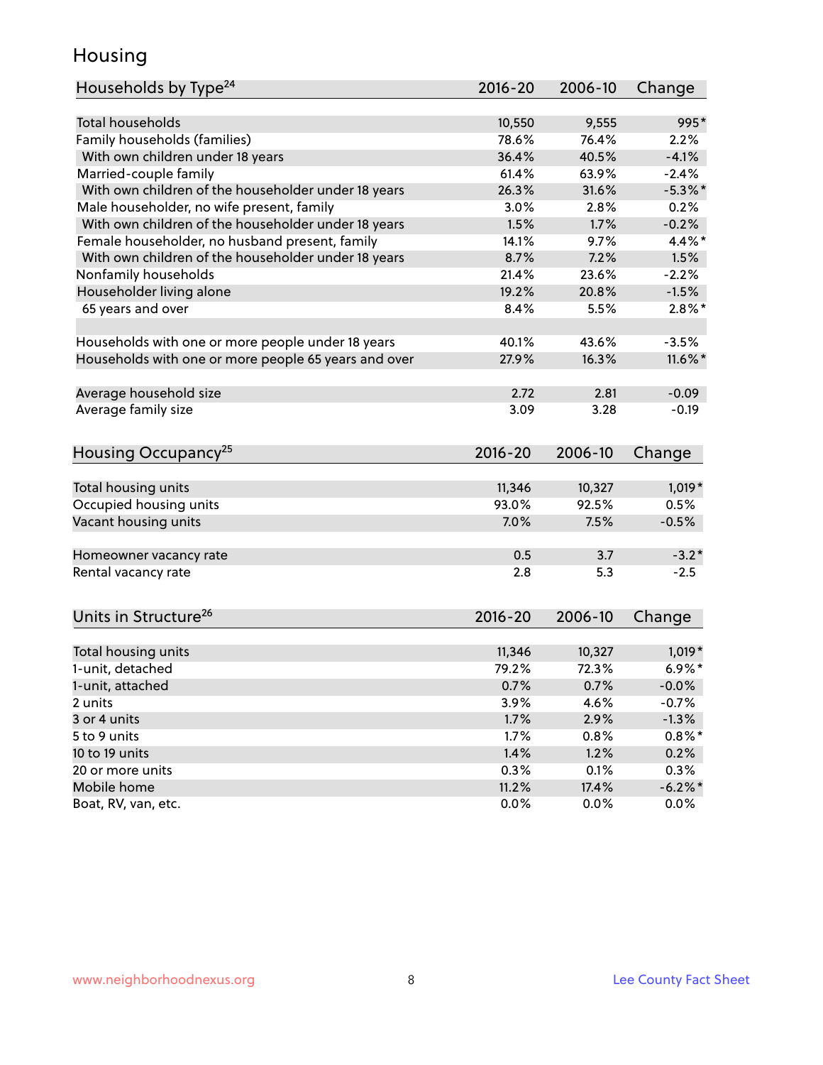## Housing

| Households by Type[24] | 2016-20 | 2006-10 | Change |
|---|---|---|---|
| Total households | 10,550 | 9,555 | 995* |
| Family households (families) | 78.6% | 76.4% | 2.2% |
| With own children under 18 years | 36.4% | 40.5% | -4.1% |
| Married-couple family | 61.4% | 63.9% | -2.4% |
| With own children of the householder under 18 years | 26.3% | 31.6% | -5.3%* |
| Male householder, no wife present, family | 3.0% | 2.8% | 0.2% |
| With own children of the householder under 18 years | 1.5% | 1.7% | -0.2% |
| Female householder, no husband present, family | 14.1% | 9.7% | 4.4%* |
| With own children of the householder under 18 years | 8.7% | 7.2% | 1.5% |
| Nonfamily households | 21.4% | 23.6% | -2.2% |
| Householder living alone | 19.2% | 20.8% | -1.5% |
| 65 years and over | 8.4% | 5.5% | 2.8%* |
| | | | |
| Households with one or more people under 18 years | 40.1% | 43.6% | -3.5% |
| Households with one or more people 65 years and over | 27.9% | 16.3% | 11.6%* |
| | | | |
| Average household size | 2.72 | 2.81 | -0.09 |
| Average family size | 3.09 | 3.28 | -0.19 |

| Housing Occupancy[25] | 2016-20 | 2006-10 | Change |
|---|---|---|---|
| Total housing units | 11,346 | 10,327 | 1,019* |
| Occupied housing units | 93.0% | 92.5% | 0.5% |
| Vacant housing units | 7.0% | 7.5% | -0.5% |
| | | | |
| Homeowner vacancy rate | 0.5 | 3.7 | -3.2* |
| Rental vacancy rate | 2.8 | 5.3 | -2.5 |

| Units in Structure[26] | 2016-20 | 2006-10 | Change |
|---|---|---|---|
| Total housing units | 11,346 | 10,327 | 1,019* |
| 1-unit, detached | 79.2% | 72.3% | 6.9%* |
| 1-unit, attached | 0.7% | 0.7% | -0.0% |
| 2 units | 3.9% | 4.6% | -0.7% |
| 3 or 4 units | 1.7% | 2.9% | -1.3% |
| 5 to 9 units | 1.7% | 0.8% | 0.8%* |
| 10 to 19 units | 1.4% | 1.2% | 0.2% |
| 20 or more units | 0.3% | 0.1% | 0.3% |
| Mobile home | 11.2% | 17.4% | -6.2%* |
| Boat, RV, van, etc. | 0.0% | 0.0% | 0.0% |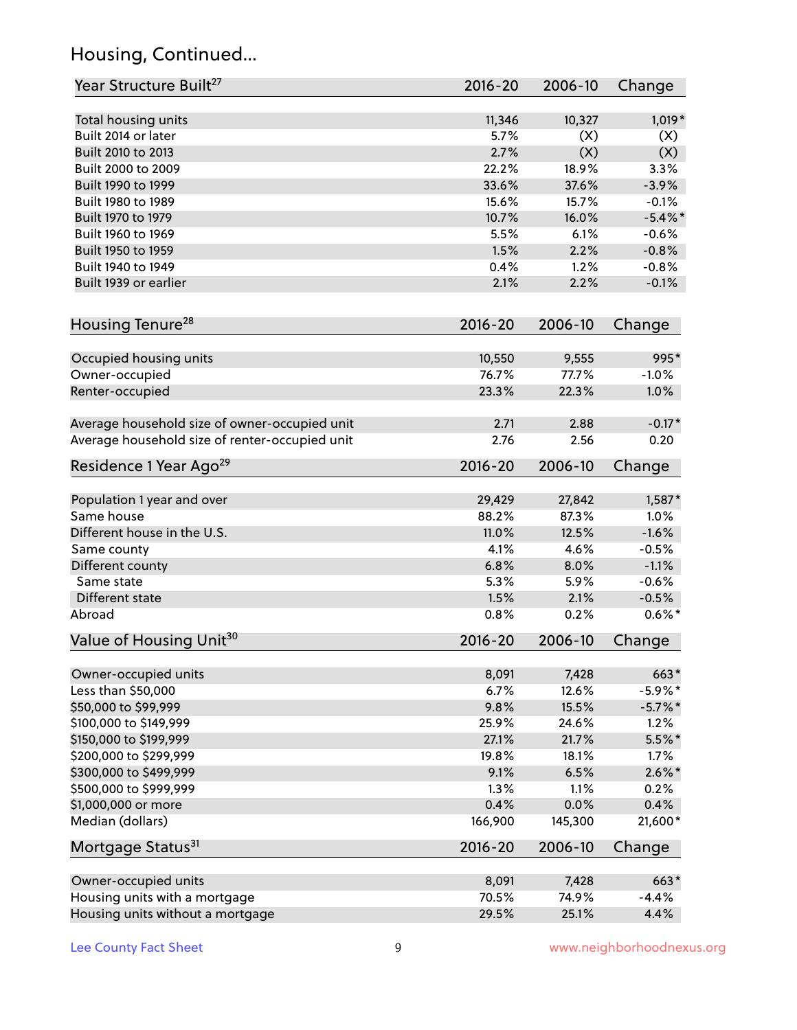## Housing, Continued...

| Year Structure Built[27] | 2016-20 | 2006-10 | Change |
|---|---|---|---|
| Total housing units | 11,346 | 10,327 | 1,019* |
| Built 2014 or later | 5.7% | (X) | (X) |
| Built 2010 to 2013 | 2.7% | (X) | (X) |
| Built 2000 to 2009 | 22.2% | 18.9% | 3.3% |
| Built 1990 to 1999 | 33.6% | 37.6% | -3.9% |
| Built 1980 to 1989 | 15.6% | 15.7% | -0.1% |
| Built 1970 to 1979 | 10.7% | 16.0% | -5.4%* |
| Built 1960 to 1969 | 5.5% | 6.1% | -0.6% |
| Built 1950 to 1959 | 1.5% | 2.2% | -0.8% |
| Built 1940 to 1949 | 0.4% | 1.2% | -0.8% |
| Built 1939 or earlier | 2.1% | 2.2% | -0.1% |

| Housing Tenure[28] | 2016-20 | 2006-10 | Change |
|---|---|---|---|
| Occupied housing units | 10,550 | 9,555 | 995* |
| Owner-occupied | 76.7% | 77.7% | -1.0% |
| Renter-occupied | 23.3% | 22.3% | 1.0% |
| Average household size of owner-occupied unit | 2.71 | 2.88 | -0.17* |
| Average household size of renter-occupied unit | 2.76 | 2.56 | 0.20 |

| Residence 1 Year Ago[29] | 2016-20 | 2006-10 | Change |
|---|---|---|---|
| Population 1 year and over | 29,429 | 27,842 | 1,587* |
| Same house | 88.2% | 87.3% | 1.0% |
| Different house in the U.S. | 11.0% | 12.5% | -1.6% |
| Same county | 4.1% | 4.6% | -0.5% |
| Different county | 6.8% | 8.0% | -1.1% |
| Same state | 5.3% | 5.9% | -0.6% |
| Different state | 1.5% | 2.1% | -0.5% |
| Abroad | 0.8% | 0.2% | 0.6%* |

| Value of Housing Unit[30] | 2016-20 | 2006-10 | Change |
|---|---|---|---|
| Owner-occupied units | 8,091 | 7,428 | 663* |
| Less than $50,000 | 6.7% | 12.6% | -5.9%* |
| $50,000 to $99,999 | 9.8% | 15.5% | -5.7%* |
| $100,000 to $149,999 | 25.9% | 24.6% | 1.2% |
| $150,000 to $199,999 | 27.1% | 21.7% | 5.5%* |
| $200,000 to $299,999 | 19.8% | 18.1% | 1.7% |
| $300,000 to $499,999 | 9.1% | 6.5% | 2.6%* |
| $500,000 to $999,999 | 1.3% | 1.1% | 0.2% |
| $1,000,000 or more | 0.4% | 0.0% | 0.4% |
| Median (dollars) | 166,900 | 145,300 | 21,600* |

| Mortgage Status[31] | 2016-20 | 2006-10 | Change |
|---|---|---|---|
| Owner-occupied units | 8,091 | 7,428 | 663* |
| Housing units with a mortgage | 70.5% | 74.9% | -4.4% |
| Housing units without a mortgage | 29.5% | 25.1% | 4.4% |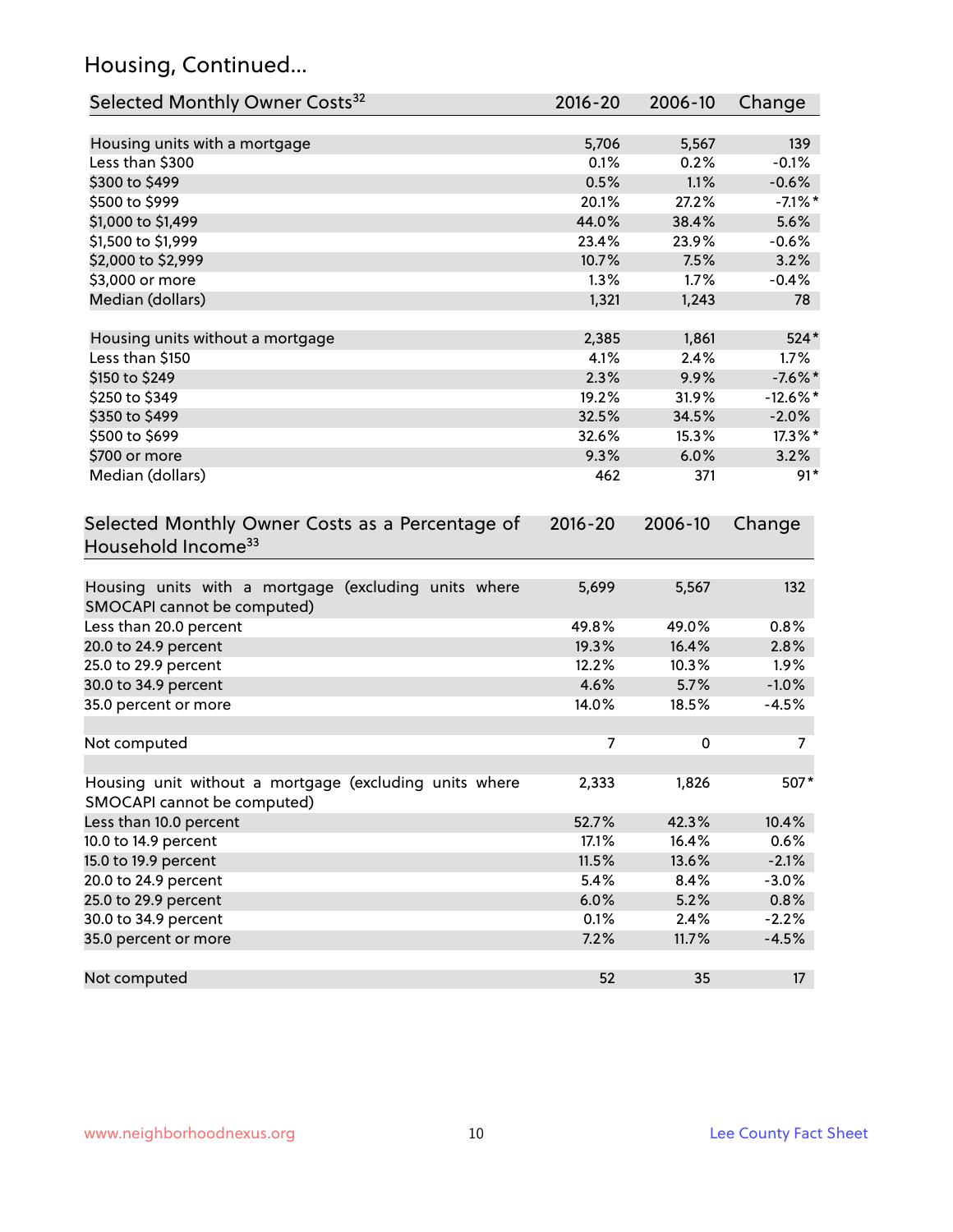## Housing, Continued...

| Selected Monthly Owner Costs[32] | 2016-20 | 2006-10 | Change |
|---|---|---|---|
| Housing units with a mortgage | 5,706 | 5,567 | 139 |
| Less than $300 | 0.1% | 0.2% | -0.1% |
| $300 to $499 | 0.5% | 1.1% | -0.6% |
| $500 to $999 | 20.1% | 27.2% | -7.1%* |
| $1,000 to $1,499 | 44.0% | 38.4% | 5.6% |
| $1,500 to $1,999 | 23.4% | 23.9% | -0.6% |
| $2,000 to $2,999 | 10.7% | 7.5% | 3.2% |
| $3,000 or more | 1.3% | 1.7% | -0.4% |
| Median (dollars) | 1,321 | 1,243 | 78 |
| | | | |
| Housing units without a mortgage | 2,385 | 1,861 | 524* |
| Less than $150 | 4.1% | 2.4% | 1.7% |
| $150 to $249 | 2.3% | 9.9% | -7.6%* |
| $250 to $349 | 19.2% | 31.9% | -12.6%* |
| $350 to $499 | 32.5% | 34.5% | -2.0% |
| $500 to $699 | 32.6% | 15.3% | 17.3%* |
| $700 or more | 9.3% | 6.0% | 3.2% |
| Median (dollars) | 462 | 371 | 91* |

| Selected Monthly Owner Costs as a Percentage of Household Income[33] | 2016-20 | 2006-10 | Change |
|---|---|---|---|
| Housing units with a mortgage (excluding units where SMOCAPI cannot be computed) | 5,699 | 5,567 | 132 |
| Less than 20.0 percent | 49.8% | 49.0% | 0.8% |
| 20.0 to 24.9 percent | 19.3% | 16.4% | 2.8% |
| 25.0 to 29.9 percent | 12.2% | 10.3% | 1.9% |
| 30.0 to 34.9 percent | 4.6% | 5.7% | -1.0% |
| 35.0 percent or more | 14.0% | 18.5% | -4.5% |
| | | | |
| Not computed | 7 | 0 | 7 |
| | | | |
| Housing unit without a mortgage (excluding units where SMOCAPI cannot be computed) | 2,333 | 1,826 | 507* |
| Less than 10.0 percent | 52.7% | 42.3% | 10.4% |
| 10.0 to 14.9 percent | 17.1% | 16.4% | 0.6% |
| 15.0 to 19.9 percent | 11.5% | 13.6% | -2.1% |
| 20.0 to 24.9 percent | 5.4% | 8.4% | -3.0% |
| 25.0 to 29.9 percent | 6.0% | 5.2% | 0.8% |
| 30.0 to 34.9 percent | 0.1% | 2.4% | -2.2% |
| 35.0 percent or more | 7.2% | 11.7% | -4.5% |
| | | | |
| Not computed | 52 | 35 | 17 |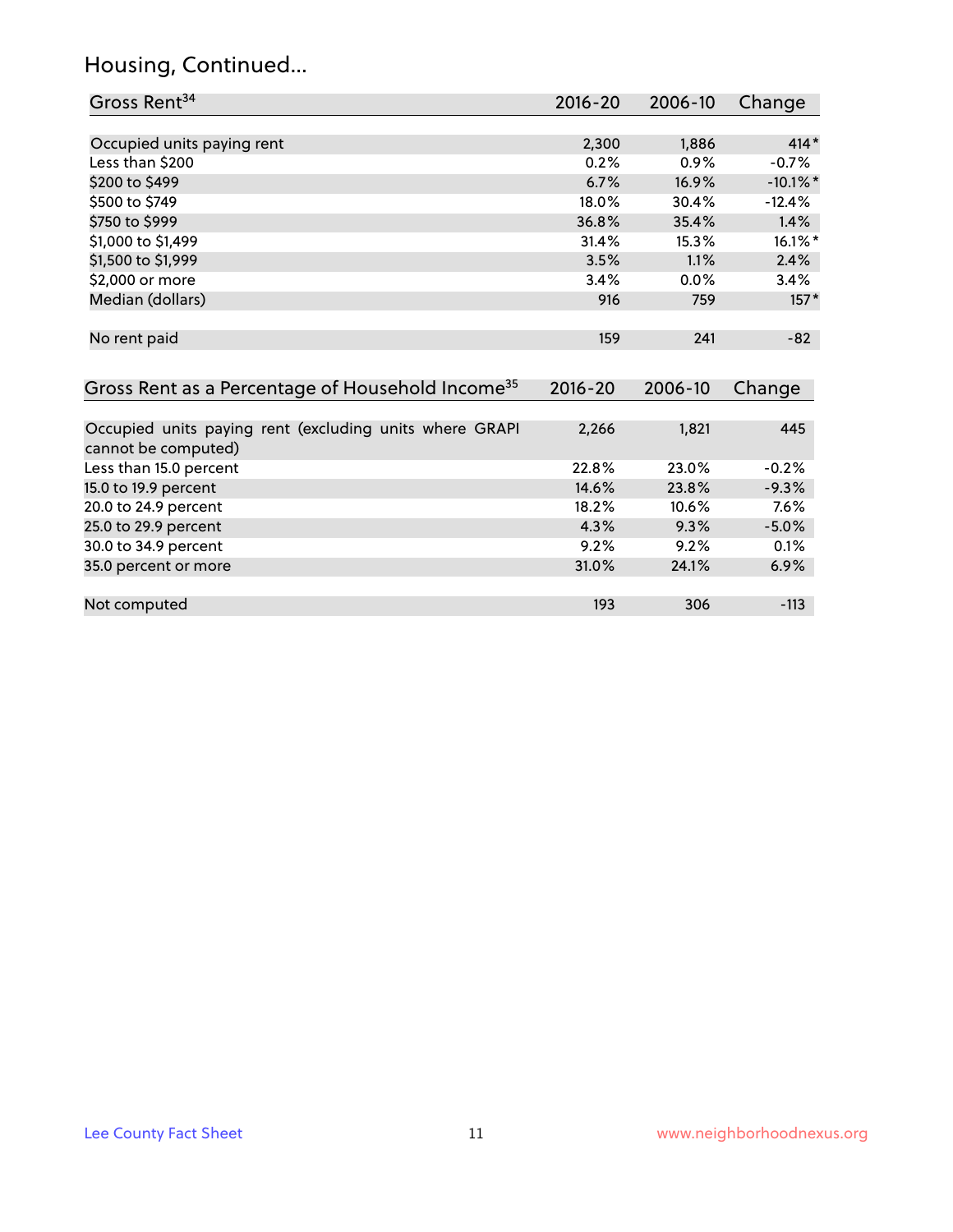## Housing, Continued...

| Gross Rent[34] | 2016-20 | 2006-10 | Change |
|---|---|---|---|
| Occupied units paying rent | 2,300 | 1,886 | 414* |
| Less than $200 | 0.2% | 0.9% | -0.7% |
| $200 to $499 | 6.7% | 16.9% | -10.1%* |
| $500 to $749 | 18.0% | 30.4% | -12.4% |
| $750 to $999 | 36.8% | 35.4% | 1.4% |
| $1,000 to $1,499 | 31.4% | 15.3% | 16.1%* |
| $1,500 to $1,999 | 3.5% | 1.1% | 2.4% |
| $2,000 or more | 3.4% | 0.0% | 3.4% |
| Median (dollars) | 916 | 759 | 157* |
| No rent paid | 159 | 241 | -82 |

| Gross Rent as a Percentage of Household Income[35] | 2016-20 | 2006-10 | Change |
|---|---|---|---|
| Occupied units paying rent (excluding units where GRAPI cannot be computed) | 2,266 | 1,821 | 445 |
| Less than 15.0 percent | 22.8% | 23.0% | -0.2% |
| 15.0 to 19.9 percent | 14.6% | 23.8% | -9.3% |
| 20.0 to 24.9 percent | 18.2% | 10.6% | 7.6% |
| 25.0 to 29.9 percent | 4.3% | 9.3% | -5.0% |
| 30.0 to 34.9 percent | 9.2% | 9.2% | 0.1% |
| 35.0 percent or more | 31.0% | 24.1% | 6.9% |
| Not computed | 193 | 306 | -113 |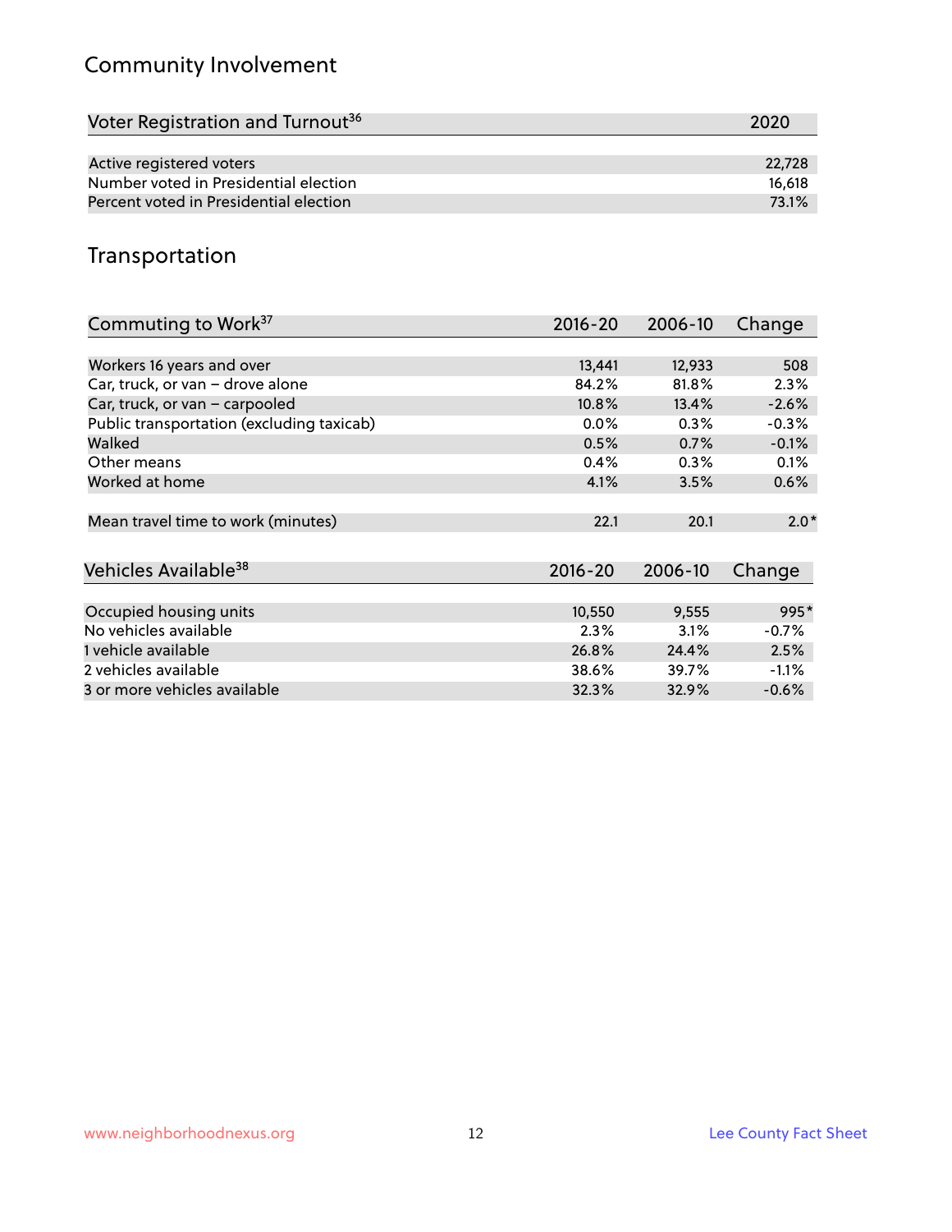## Community Involvement

| Voter Registration and Turnout[36] | 2020 |
|---|---|
| Active registered voters | 22,728 |
| Number voted in Presidential election | 16,618 |
| Percent voted in Presidential election | 73.1% |

## Transportation

| Commuting to Work[37] | 2016-20 | 2006-10 | Change |
|---|---|---|---|
| Workers 16 years and over | 13,441 | 12,933 | 508 |
| Car, truck, or van – drove alone | 84.2% | 81.8% | 2.3% |
| Car, truck, or van – carpooled | 10.8% | 13.4% | -2.6% |
| Public transportation (excluding taxicab) | 0.0% | 0.3% | -0.3% |
| Walked | 0.5% | 0.7% | -0.1% |
| Other means | 0.4% | 0.3% | 0.1% |
| Worked at home | 4.1% | 3.5% | 0.6% |
| Mean travel time to work (minutes) | 22.1 | 20.1 | 2.0* |

| Vehicles Available[38] | 2016-20 | 2006-10 | Change |
|---|---|---|---|
| Occupied housing units | 10,550 | 9,555 | 995* |
| No vehicles available | 2.3% | 3.1% | -0.7% |
| 1 vehicle available | 26.8% | 24.4% | 2.5% |
| 2 vehicles available | 38.6% | 39.7% | -1.1% |
| 3 or more vehicles available | 32.3% | 32.9% | -0.6% |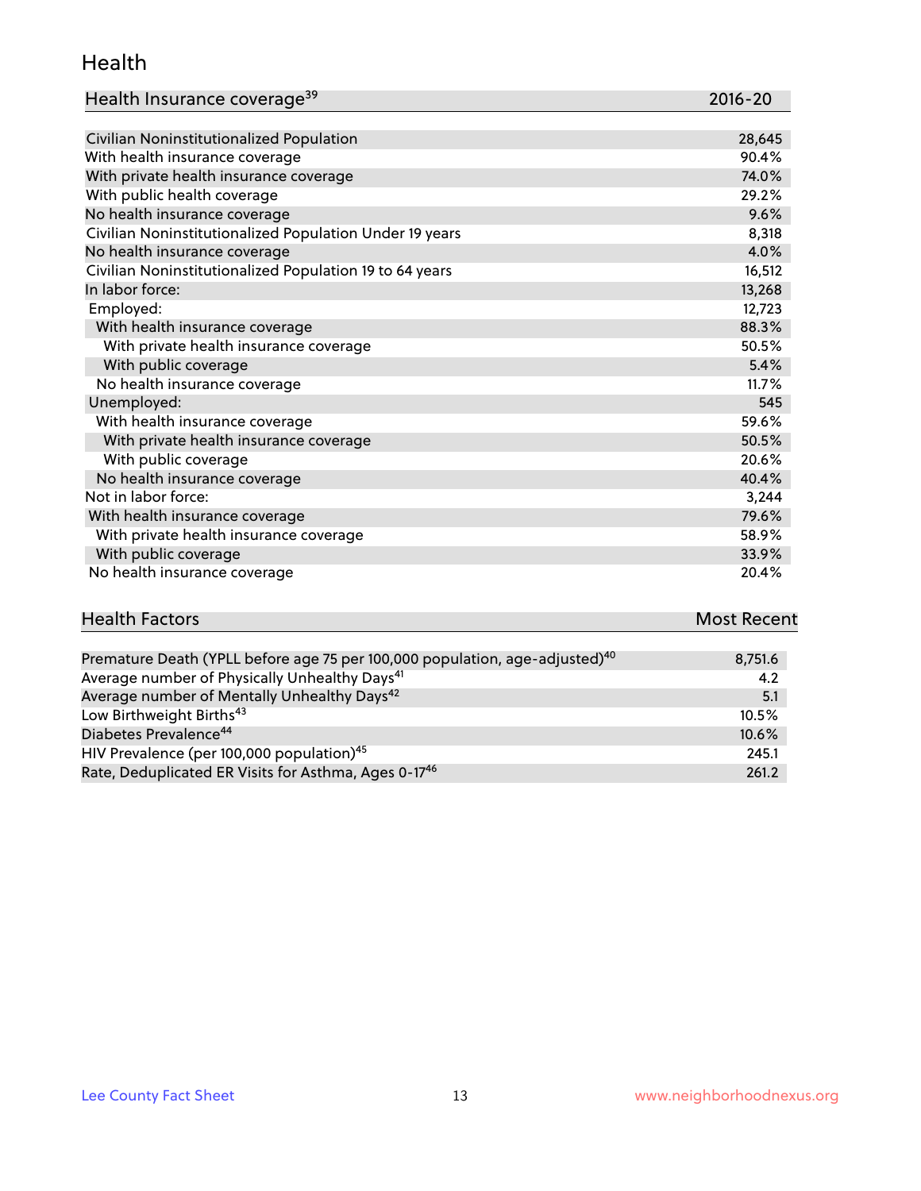## Health

| Health Insurance coverage[39] | 2016-20 |
| --- | --- |
| Civilian Noninstitutionalized Population | 28,645 |
| With health insurance coverage | 90.4% |
| With private health insurance coverage | 74.0% |
| With public health coverage | 29.2% |
| No health insurance coverage | 9.6% |
| Civilian Noninstitutionalized Population Under 19 years | 8,318 |
| No health insurance coverage | 4.0% |
| Civilian Noninstitutionalized Population 19 to 64 years | 16,512 |
| In labor force: | 13,268 |
| Employed: | 12,723 |
| With health insurance coverage | 88.3% |
| With private health insurance coverage | 50.5% |
| With public coverage | 5.4% |
| No health insurance coverage | 11.7% |
| Unemployed: | 545 |
| With health insurance coverage | 59.6% |
| With private health insurance coverage | 50.5% |
| With public coverage | 20.6% |
| No health insurance coverage | 40.4% |
| Not in labor force: | 3,244 |
| With health insurance coverage | 79.6% |
| With private health insurance coverage | 58.9% |
| With public coverage | 33.9% |
| No health insurance coverage | 20.4% |

| Health Factors | Most Recent |
| --- | --- |
| Premature Death (YPLL before age 75 per 100,000 population, age-adjusted)[40] | 8,751.6 |
| Average number of Physically Unhealthy Days[41] | 4.2 |
| Average number of Mentally Unhealthy Days[42] | 5.1 |
| Low Birthweight Births[43] | 10.5% |
| Diabetes Prevalence[44] | 10.6% |
| HIV Prevalence (per 100,000 population)[45] | 245.1 |
| Rate, Deduplicated ER Visits for Asthma, Ages 0-17[46] | 261.2 |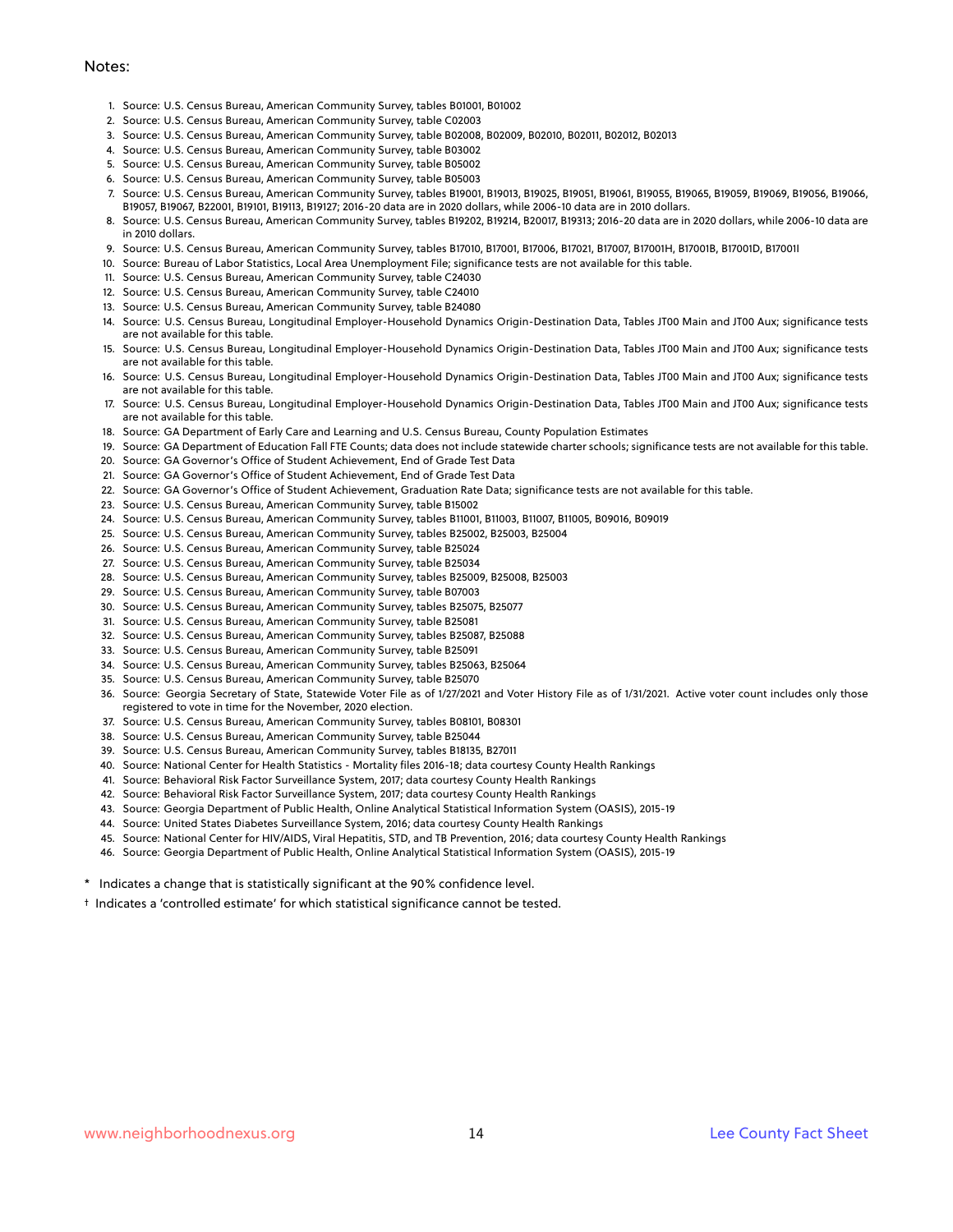Notes:

1. Source: U.S. Census Bureau, American Community Survey, tables B01001, B01002
2. Source: U.S. Census Bureau, American Community Survey, table C02003
3. Source: U.S. Census Bureau, American Community Survey, table B02008, B02009, B02010, B02011, B02012, B02013
4. Source: U.S. Census Bureau, American Community Survey, table B03002
5. Source: U.S. Census Bureau, American Community Survey, table B05002
6. Source: U.S. Census Bureau, American Community Survey, table B05003
7. Source: U.S. Census Bureau, American Community Survey, tables B19001, B19013, B19025, B19051, B19061, B19055, B19065, B19059, B19069, B19056, B19066, B19057, B19067, B22001, B19101, B19113, B19127; 2016-20 data are in 2020 dollars, while 2006-10 data are in 2010 dollars.
8. Source: U.S. Census Bureau, American Community Survey, tables B19202, B19214, B20017, B19313; 2016-20 data are in 2020 dollars, while 2006-10 data are in 2010 dollars.
9. Source: U.S. Census Bureau, American Community Survey, tables B17010, B17001, B17006, B17021, B17007, B17001H, B17001B, B17001D, B17001I
10. Source: Bureau of Labor Statistics, Local Area Unemployment File; significance tests are not available for this table.
11. Source: U.S. Census Bureau, American Community Survey, table C24030
12. Source: U.S. Census Bureau, American Community Survey, table C24010
13. Source: U.S. Census Bureau, American Community Survey, table B24080
14. Source: U.S. Census Bureau, Longitudinal Employer-Household Dynamics Origin-Destination Data, Tables JT00 Main and JT00 Aux; significance tests are not available for this table.
15. Source: U.S. Census Bureau, Longitudinal Employer-Household Dynamics Origin-Destination Data, Tables JT00 Main and JT00 Aux; significance tests are not available for this table.
16. Source: U.S. Census Bureau, Longitudinal Employer-Household Dynamics Origin-Destination Data, Tables JT00 Main and JT00 Aux; significance tests are not available for this table.
17. Source: U.S. Census Bureau, Longitudinal Employer-Household Dynamics Origin-Destination Data, Tables JT00 Main and JT00 Aux; significance tests are not available for this table.
18. Source: GA Department of Early Care and Learning and U.S. Census Bureau, County Population Estimates
19. Source: GA Department of Education Fall FTE Counts; data does not include statewide charter schools; significance tests are not available for this table.
20. Source: GA Governor's Office of Student Achievement, End of Grade Test Data
21. Source: GA Governor's Office of Student Achievement, End of Grade Test Data
22. Source: GA Governor's Office of Student Achievement, Graduation Rate Data; significance tests are not available for this table.
23. Source: U.S. Census Bureau, American Community Survey, table B15002
24. Source: U.S. Census Bureau, American Community Survey, tables B11001, B11003, B11007, B11005, B09016, B09019
25. Source: U.S. Census Bureau, American Community Survey, tables B25002, B25003, B25004
26. Source: U.S. Census Bureau, American Community Survey, table B25024
27. Source: U.S. Census Bureau, American Community Survey, table B25034
28. Source: U.S. Census Bureau, American Community Survey, tables B25009, B25008, B25003
29. Source: U.S. Census Bureau, American Community Survey, table B07003
30. Source: U.S. Census Bureau, American Community Survey, tables B25075, B25077
31. Source: U.S. Census Bureau, American Community Survey, table B25081
32. Source: U.S. Census Bureau, American Community Survey, tables B25087, B25088
33. Source: U.S. Census Bureau, American Community Survey, table B25091
34. Source: U.S. Census Bureau, American Community Survey, tables B25063, B25064
35. Source: U.S. Census Bureau, American Community Survey, table B25070
36. Source: Georgia Secretary of State, Statewide Voter File as of 1/27/2021 and Voter History File as of 1/31/2021. Active voter count includes only those registered to vote in time for the November, 2020 election.
37. Source: U.S. Census Bureau, American Community Survey, tables B08101, B08301
38. Source: U.S. Census Bureau, American Community Survey, table B25044
39. Source: U.S. Census Bureau, American Community Survey, tables B18135, B27011
40. Source: National Center for Health Statistics - Mortality files 2016-18; data courtesy County Health Rankings
41. Source: Behavioral Risk Factor Surveillance System, 2017; data courtesy County Health Rankings
42. Source: Behavioral Risk Factor Surveillance System, 2017; data courtesy County Health Rankings
43. Source: Georgia Department of Public Health, Online Analytical Statistical Information System (OASIS), 2015-19
44. Source: United States Diabetes Surveillance System, 2016; data courtesy County Health Rankings
45. Source: National Center for HIV/AIDS, Viral Hepatitis, STD, and TB Prevention, 2016; data courtesy County Health Rankings
46. Source: Georgia Department of Public Health, Online Analytical Statistical Information System (OASIS), 2015-19

\* Indicates a change that is statistically significant at the 90% confidence level.

† Indicates a 'controlled estimate' for which statistical significance cannot be tested.